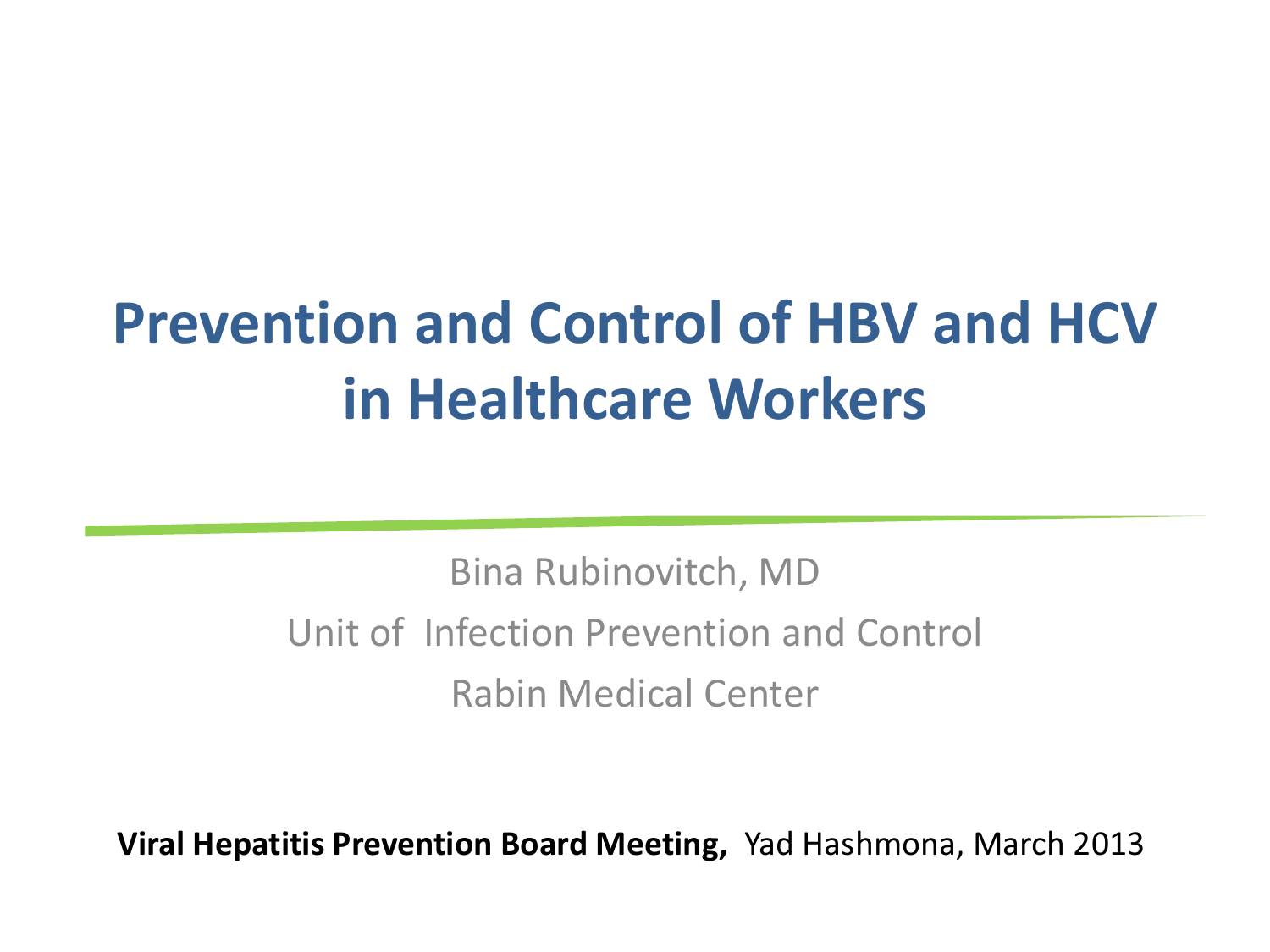# Prevention and Control of HBV and HCV in Healthcare Workers

Bina Rubinovitch, MD

Unit of Infection Prevention and Control

Rabin Medical Center

**Viral Hepatitis Prevention Board Meeting,** Yad Hashmona, March 2013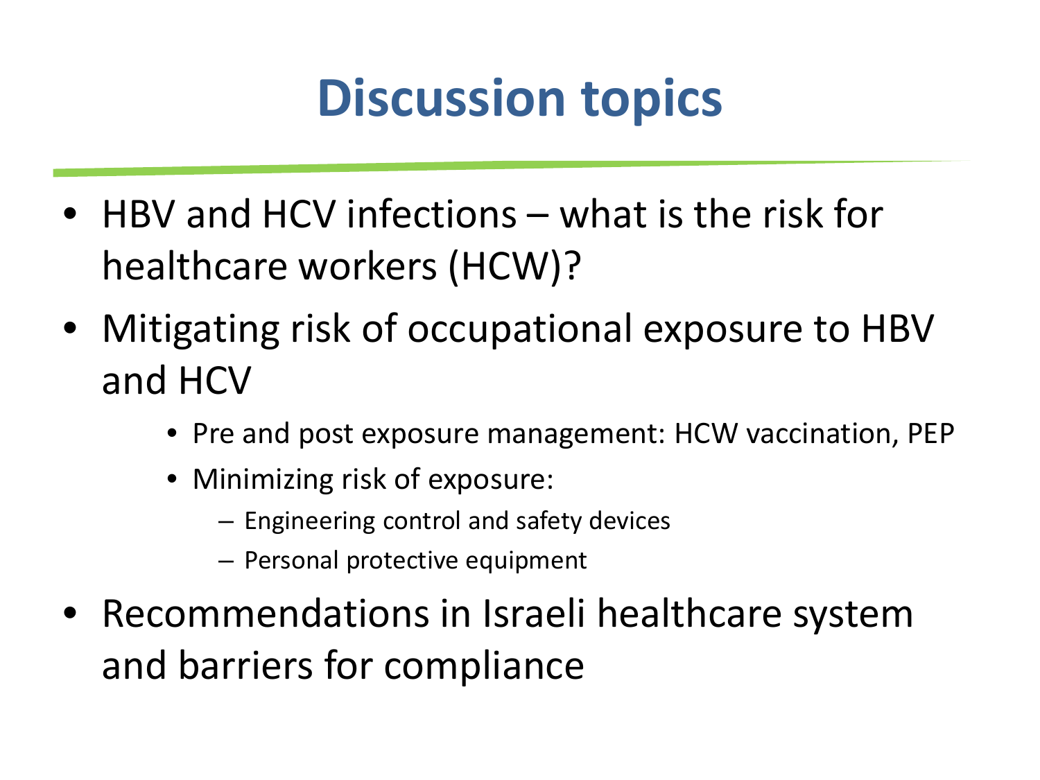# Discussion topics

- HBV and HCV infections – what is the risk for healthcare workers (HCW)?
- Mitigating risk of occupational exposure to HBV and HCV
  - Pre and post exposure management: HCW vaccination, PEP
  - Minimizing risk of exposure:
    - Engineering control and safety devices
    - Personal protective equipment
- Recommendations in Israeli healthcare system and barriers for compliance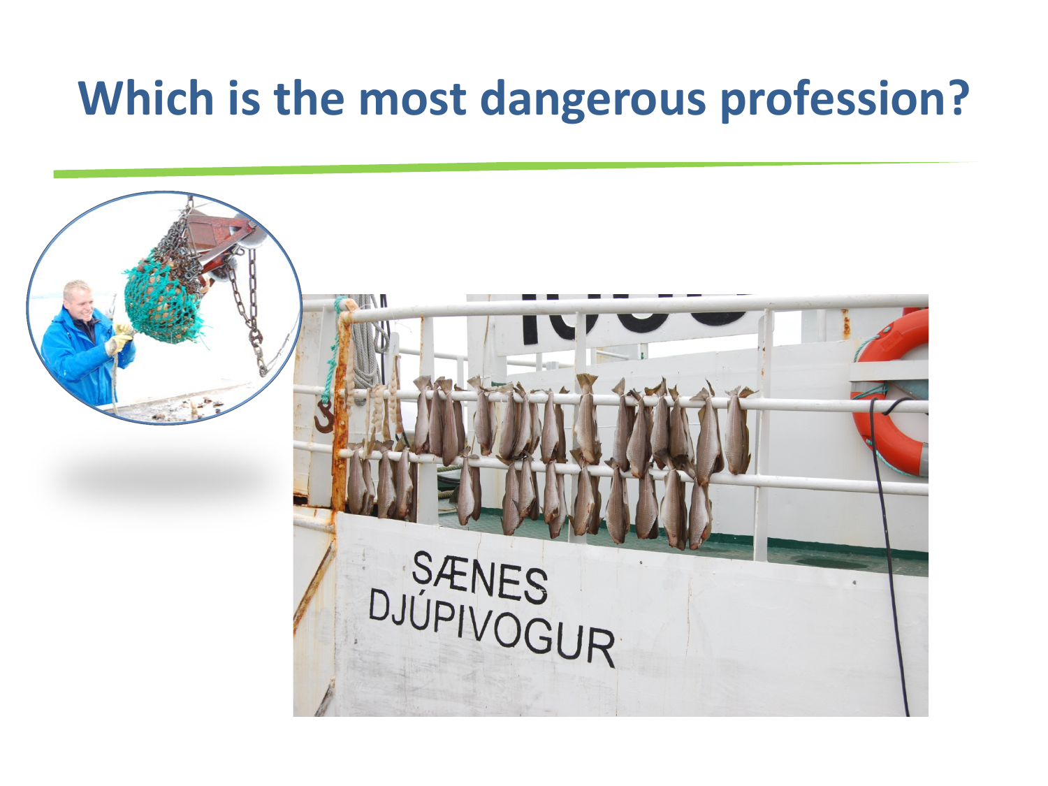# Which is the most dangerous profession?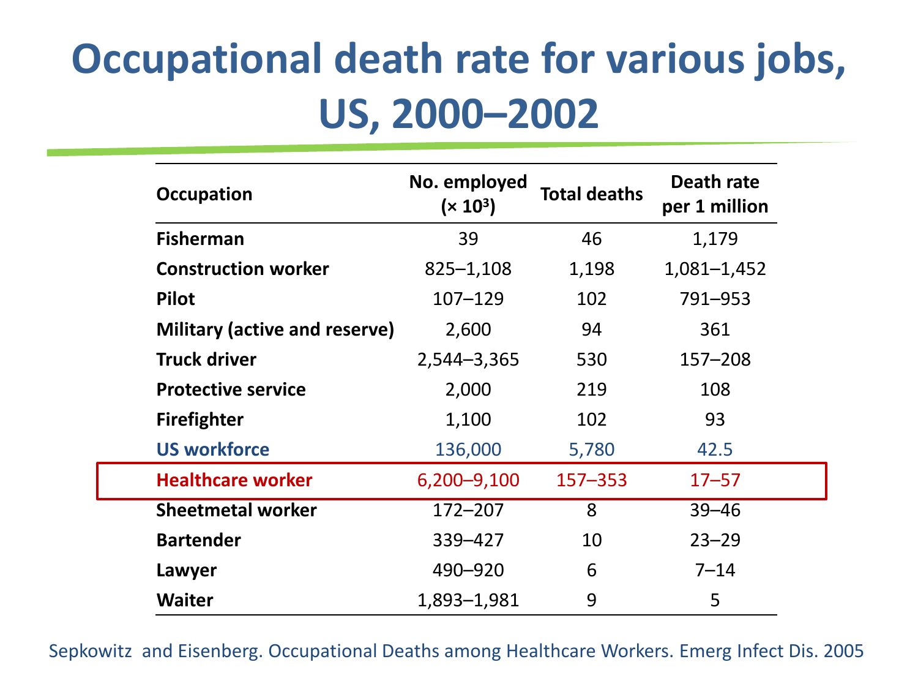# Occupational death rate for various jobs, US, 2000–2002

| Occupation | No. employed ($\times 10^3$) | Total deaths | Death rate per 1 million |
|---|---|---|---|
| Fisherman | 39 | 46 | 1,179 |
| Construction worker | 825–1,108 | 1,198 | 1,081–1,452 |
| Pilot | 107–129 | 102 | 791–953 |
| Military (active and reserve) | 2,600 | 94 | 361 |
| Truck driver | 2,544–3,365 | 530 | 157–208 |
| Protective service | 2,000 | 219 | 108 |
| Firefighter | 1,100 | 102 | 93 |
| US workforce | 136,000 | 5,780 | 42.5 |
| Healthcare worker | 6,200–9,100 | 157–353 | 17–57 |
| Sheetmetal worker | 172–207 | 8 | 39–46 |
| Bartender | 339–427 | 10 | 23–29 |
| Lawyer | 490–920 | 6 | 7–14 |
| Waiter | 1,893–1,981 | 9 | 5 |

Sepkowitz and Eisenberg. Occupational Deaths among Healthcare Workers. Emerg Infect Dis. 2005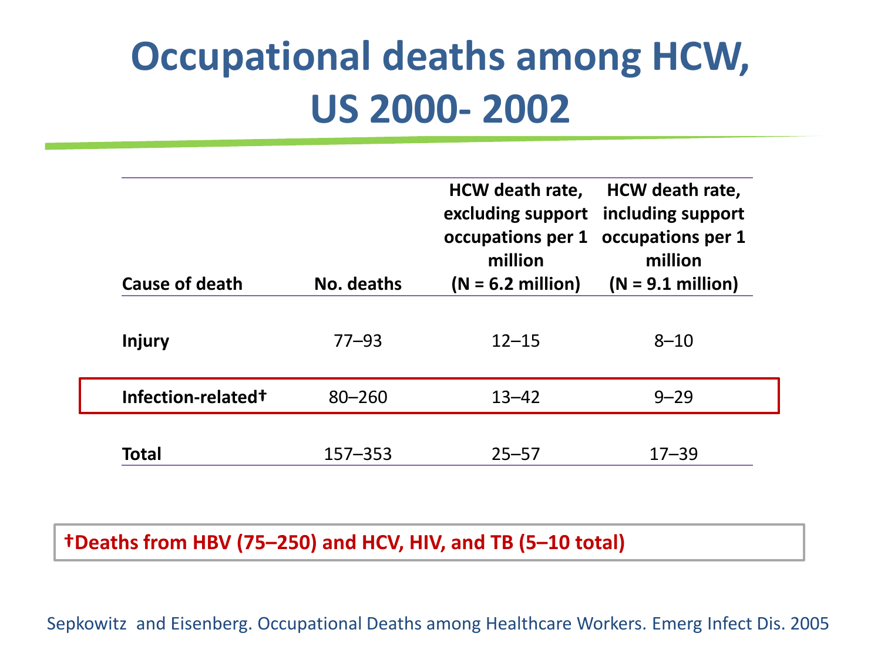# Occupational deaths among HCW, US 2000- 2002

| Cause of death | No. deaths | HCW death rate, excluding support occupations per 1 million (N = 6.2 million) | HCW death rate, including support occupations per 1 million (N = 9.1 million) |
|---|---|---|---|
| **Injury** | 77–93 | 12–15 | 8–10 |
| **Infection-related†** | 80–260 | 13–42 | 9–29 |
| **Total** | 157–353 | 25–57 | 17–39 |

**†Deaths from HBV (75–250) and HCV, HIV, and TB (5–10 total)**

Sepkowitz and Eisenberg. Occupational Deaths among Healthcare Workers. Emerg Infect Dis. 2005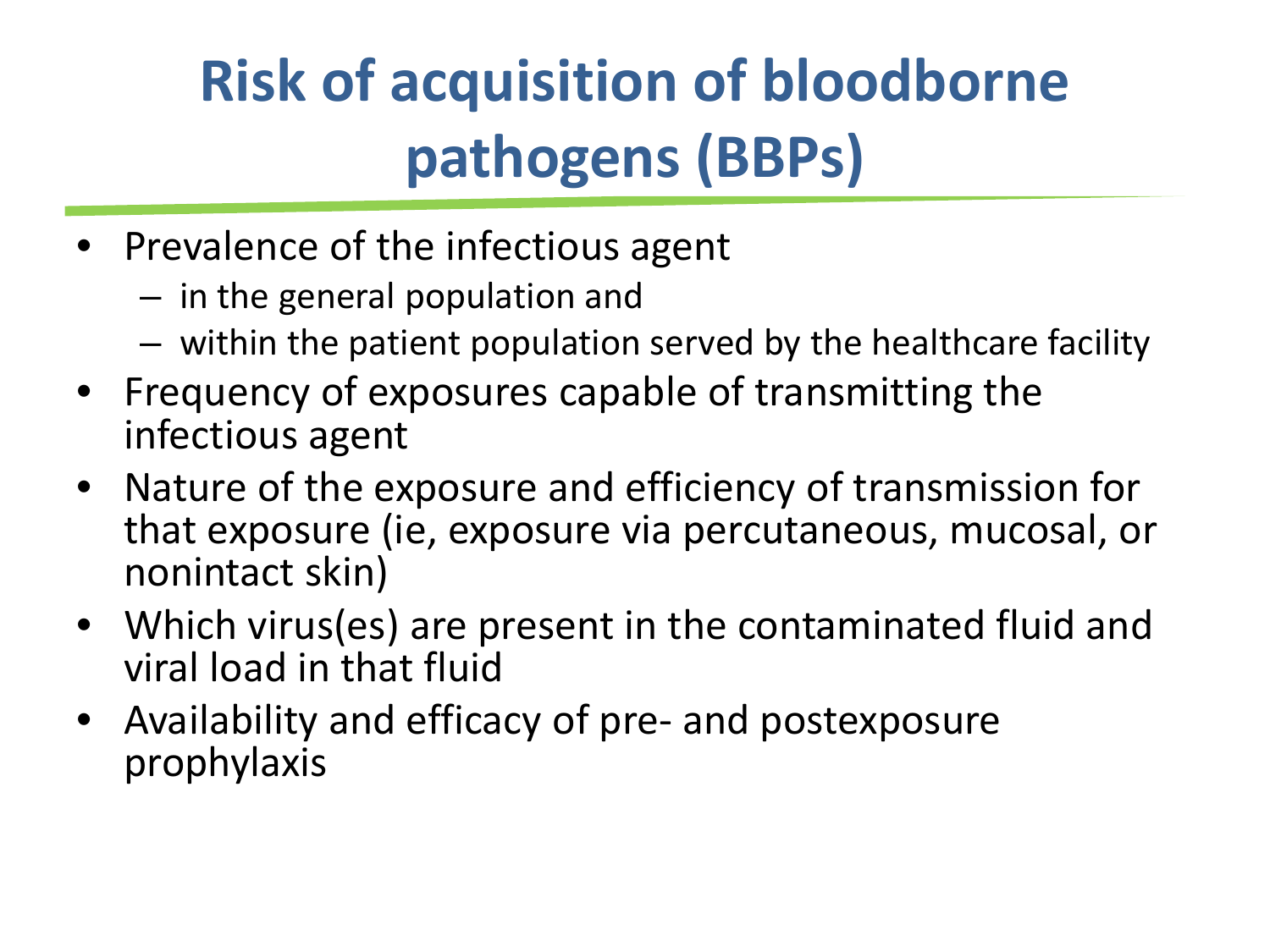# Risk of acquisition of bloodborne pathogens (BBPs)

- Prevalence of the infectious agent
  - in the general population and
  - within the patient population served by the healthcare facility
- Frequency of exposures capable of transmitting the infectious agent
- Nature of the exposure and efficiency of transmission for that exposure (ie, exposure via percutaneous, mucosal, or nonintact skin)
- Which virus(es) are present in the contaminated fluid and viral load in that fluid
- Availability and efficacy of pre- and postexposure prophylaxis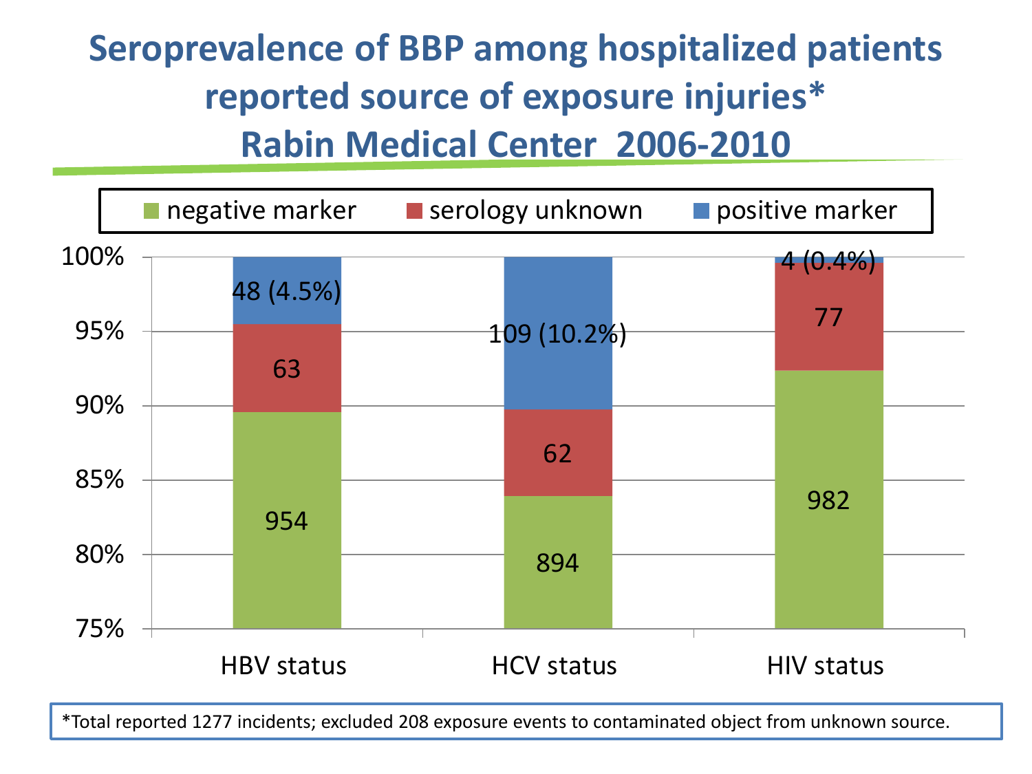# Seroprevalence of BBP among hospitalized patients reported source of exposure injuries* Rabin Medical Center 2006-2010

negative marker
serology unknown
positive marker

100%
95%
90%
85%
80%
75%

HBV status: 954, 63, 48 (4.5%)

HCV status: 894, 62, 109 (10.2%)

HIV status: 982, 77, 4 (0.4%)

*Total reported 1277 incidents; excluded 208 exposure events to contaminated object from unknown source.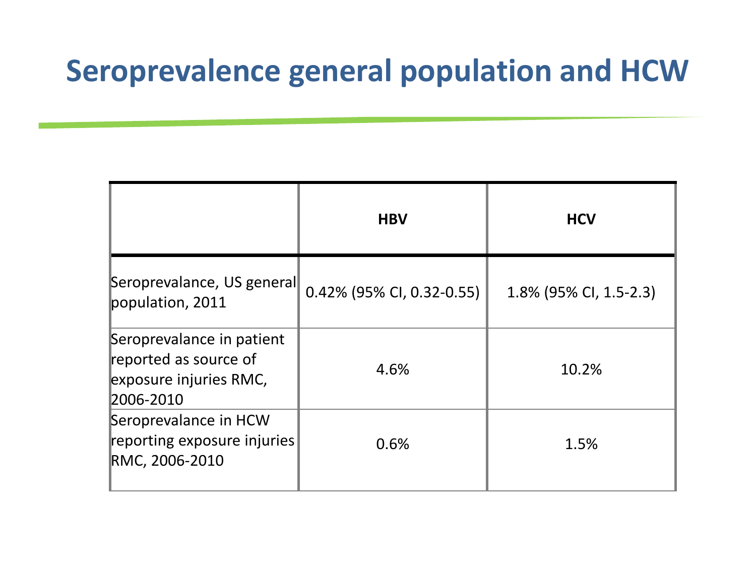# Seroprevalence general population and HCW

| | HBV | HCV |
|---|---|---|
| Seroprevalance, US general population, 2011 | 0.42% (95% CI, 0.32-0.55) | 1.8% (95% CI, 1.5-2.3) |
| Seroprevalance in patient reported as source of exposure injuries RMC, 2006-2010 | 4.6% | 10.2% |
| Seroprevalance in HCW reporting exposure injuries RMC, 2006-2010 | 0.6% | 1.5% |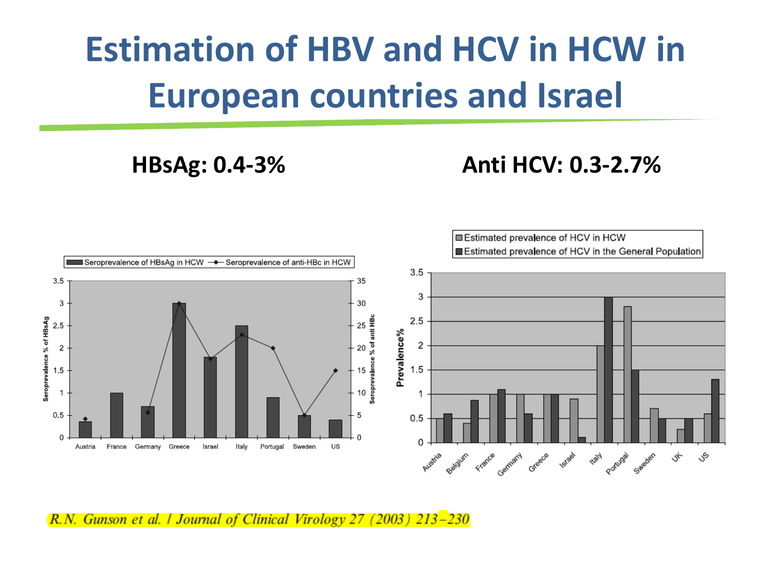# Estimation of HBV and HCV in HCW in European countries and Israel

**HBsAg: 0.4-3%**

**Anti HCV: 0.3-2.7%**

Seroprevalence of HBsAg in HCW
Seroprevalence of anti-HBc in HCW
Seroprevalence % of HBsAg
Seroprevalence % of anti HBc
0 0.5 1 1.5 2 2.5 3 3.5
0 5 10 15 20 25 30 35
Austria France Germany Greece Israel Italy Portugal Sweden US

Estimated prevalence of HCV in HCW
Estimated prevalence of HCV in the General Population
Prevalence%
0 0.5 1 1.5 2 2.5 3 3.5
Austria Belgium France Germany Greece Israel Italy Portugal Sweden UK US

*R.N. Gunson et al. / Journal of Clinical Virology 27 (2003) 213–230*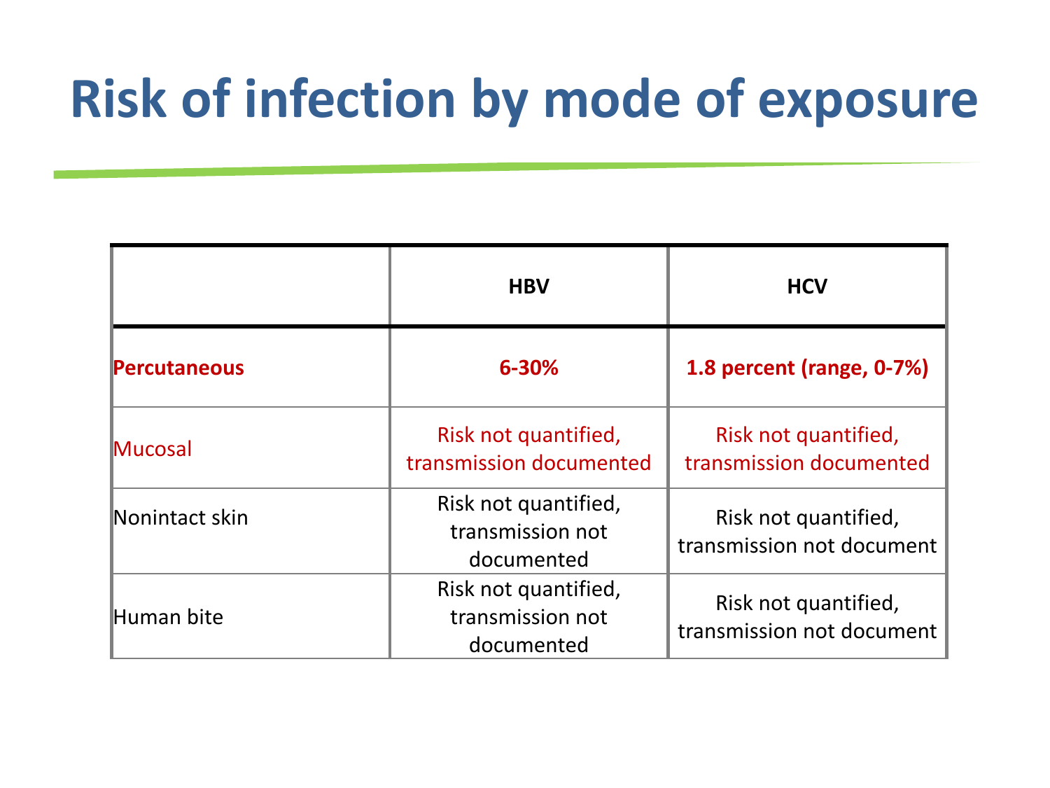# Risk of infection by mode of exposure

| | HBV | HCV |
|---|---|---|
| **Percutaneous** | **6-30%** | **1.8 percent (range, 0-7%)** |
| Mucosal | Risk not quantified, transmission documented | Risk not quantified, transmission documented |
| Nonintact skin | Risk not quantified, transmission not documented | Risk not quantified, transmission not document |
| Human bite | Risk not quantified, transmission not documented | Risk not quantified, transmission not document |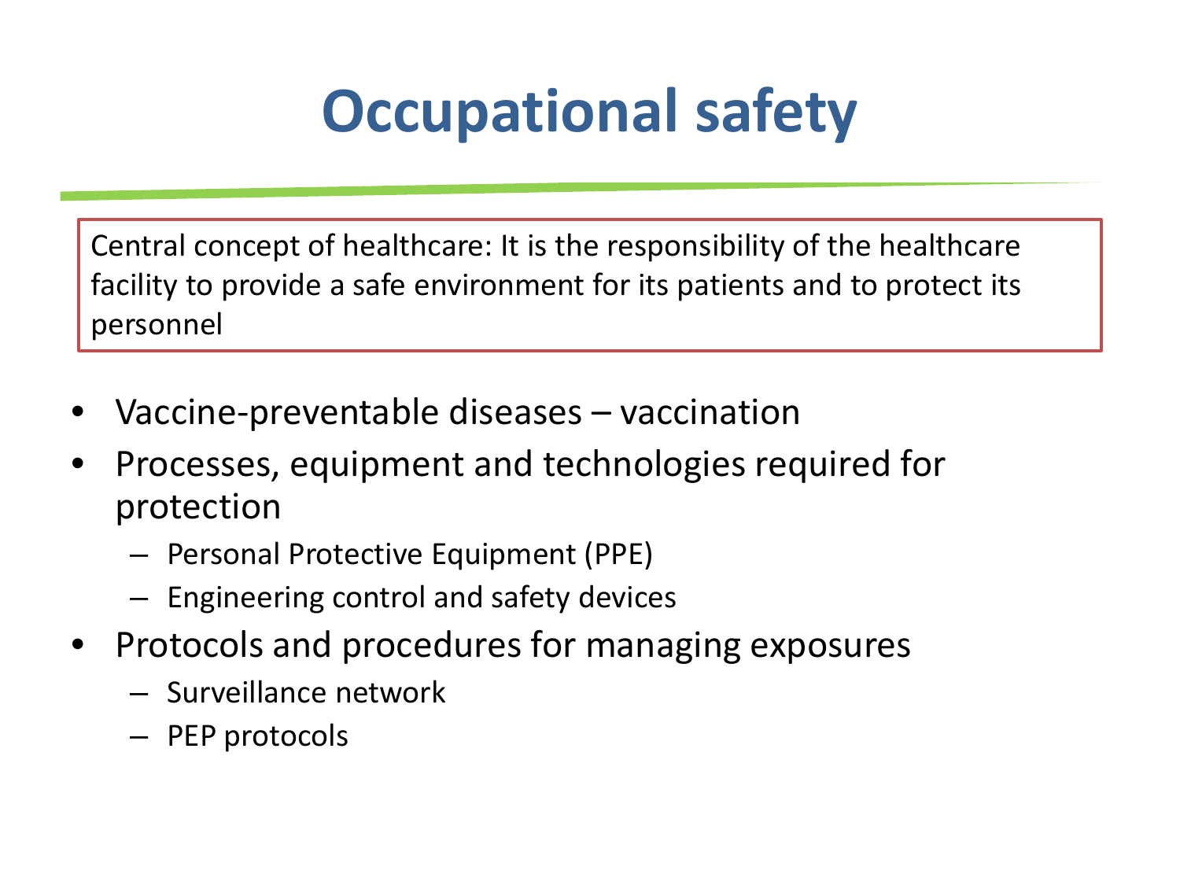# Occupational safety

Central concept of healthcare: It is the responsibility of the healthcare facility to provide a safe environment for its patients and to protect its personnel

- Vaccine-preventable diseases – vaccination
- Processes, equipment and technologies required for protection
  - Personal Protective Equipment (PPE)
  - Engineering control and safety devices
- Protocols and procedures for managing exposures
  - Surveillance network
  - PEP protocols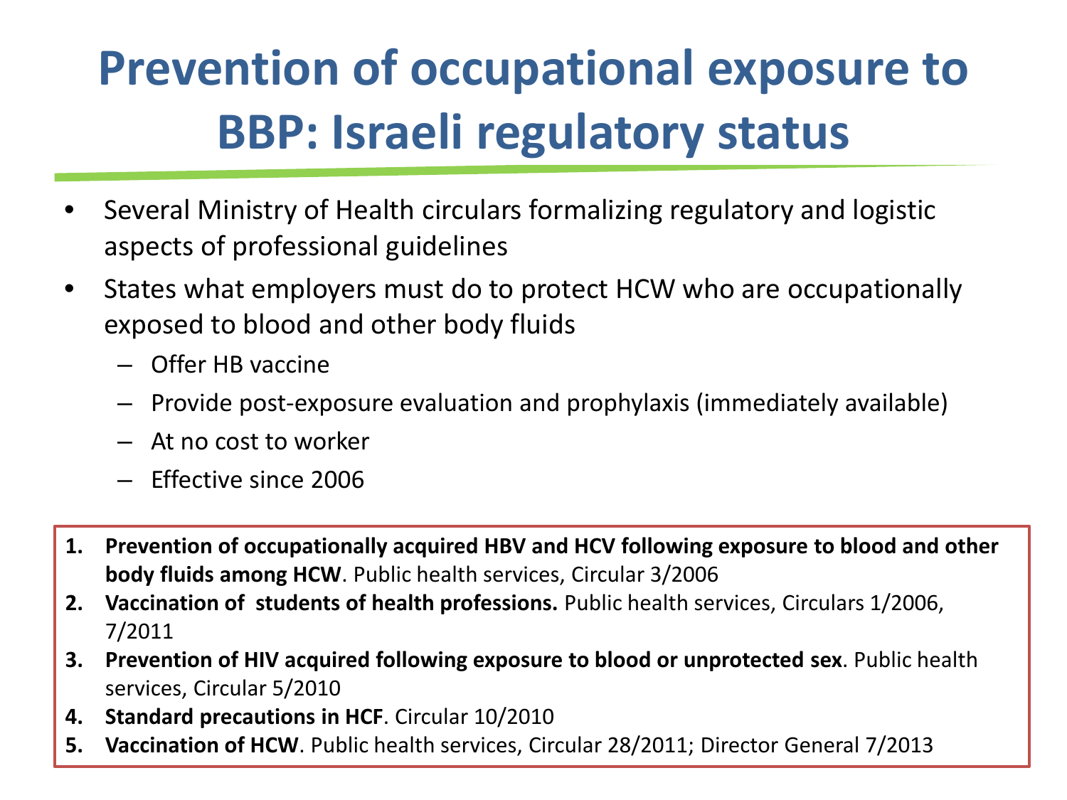# Prevention of occupational exposure to BBP: Israeli regulatory status

- Several Ministry of Health circulars formalizing regulatory and logistic aspects of professional guidelines
- States what employers must do to protect HCW who are occupationally exposed to blood and other body fluids
  - Offer HB vaccine
  - Provide post-exposure evaluation and prophylaxis (immediately available)
  - At no cost to worker
  - Effective since 2006

1. **Prevention of occupationally acquired HBV and HCV following exposure to blood and other body fluids among HCW**. Public health services, Circular 3/2006
2. **Vaccination of students of health professions.** Public health services, Circulars 1/2006, 7/2011
3. **Prevention of HIV acquired following exposure to blood or unprotected sex**. Public health services, Circular 5/2010
4. **Standard precautions in HCF**. Circular 10/2010
5. **Vaccination of HCW**. Public health services, Circular 28/2011; Director General 7/2013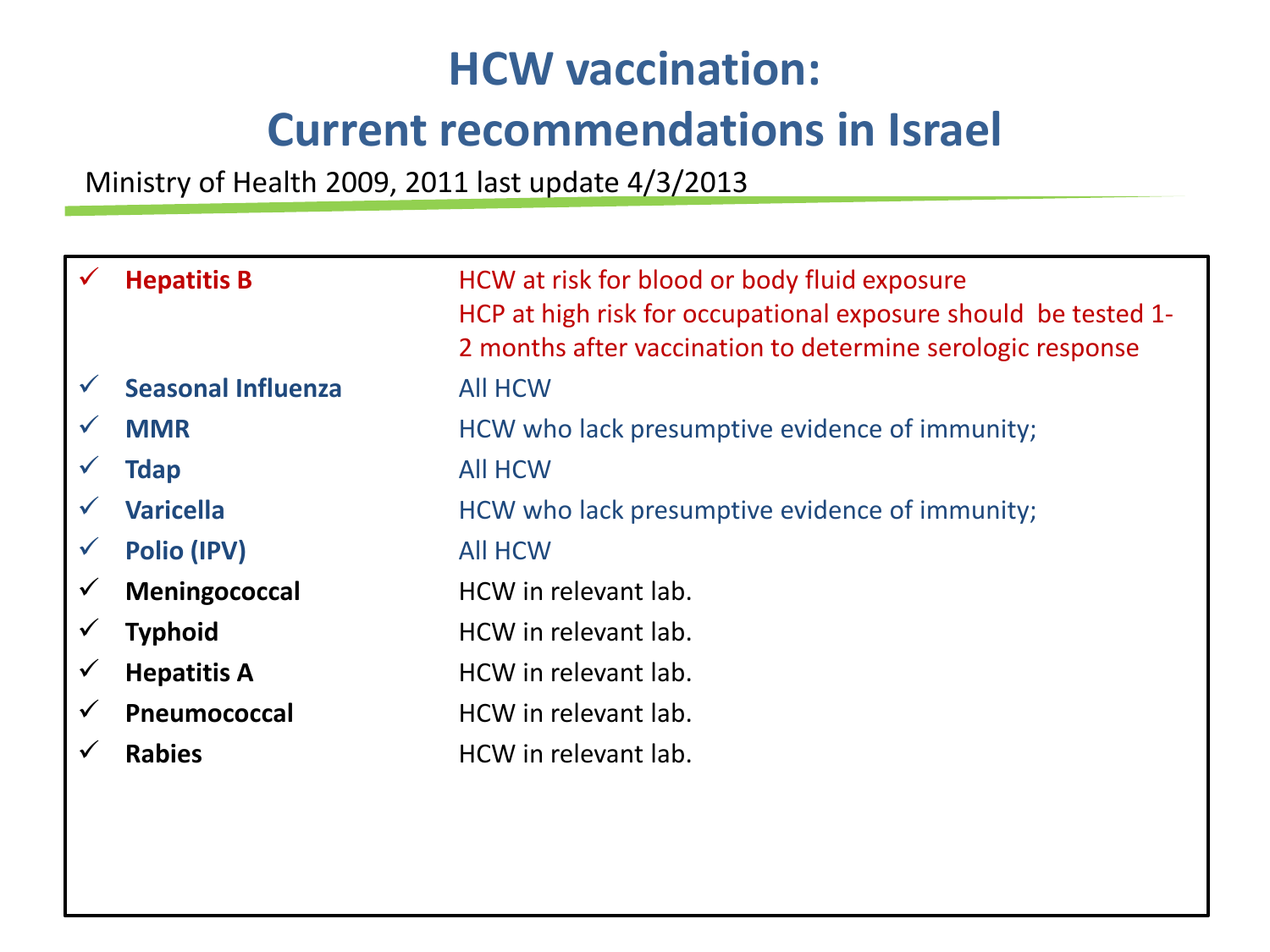# HCW vaccination: Current recommendations in Israel

Ministry of Health 2009, 2011 last update 4/3/2013

| | |
|---|---|
| ✓ **Hepatitis B** | HCW at risk for blood or body fluid exposure<br>HCP at high risk for occupational exposure should be tested 1-2 months after vaccination to determine serologic response |
| ✓ **Seasonal Influenza** | All HCW |
| ✓ **MMR** | HCW who lack presumptive evidence of immunity; |
| ✓ **Tdap** | All HCW |
| ✓ **Varicella** | HCW who lack presumptive evidence of immunity; |
| ✓ **Polio (IPV)** | All HCW |
| ✓ **Meningococcal** | HCW in relevant lab. |
| ✓ **Typhoid** | HCW in relevant lab. |
| ✓ **Hepatitis A** | HCW in relevant lab. |
| ✓ **Pneumococcal** | HCW in relevant lab. |
| ✓ **Rabies** | HCW in relevant lab. |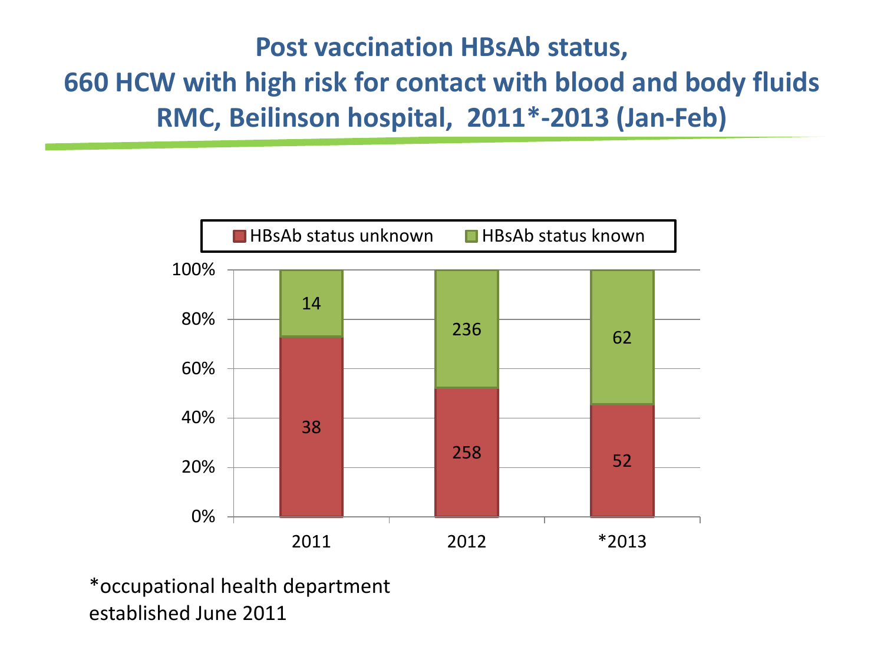# Post vaccination HBsAb status, 660 HCW with high risk for contact with blood and body fluids RMC, Beilinson hospital, 2011*-2013 (Jan-Feb)

HBsAb status unknown

HBsAb status known

100%

80%

60%

40%

20%

0%

2011: 38, 14

2012: 258, 236

*2013: 52, 62

*occupational health department established June 2011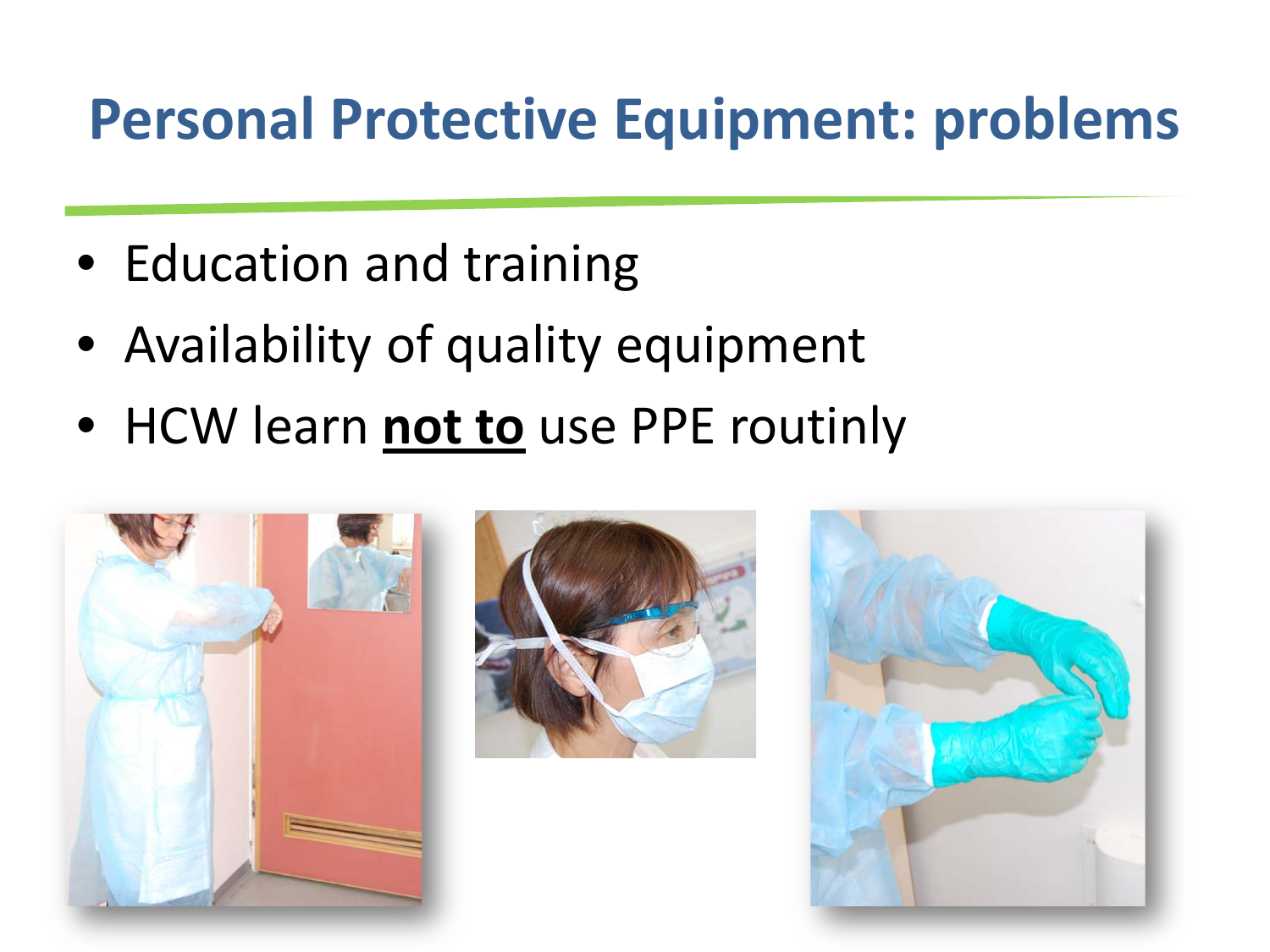# Personal Protective Equipment: problems

- Education and training
- Availability of quality equipment
- HCW learn **<u>not to</u>** use PPE routinly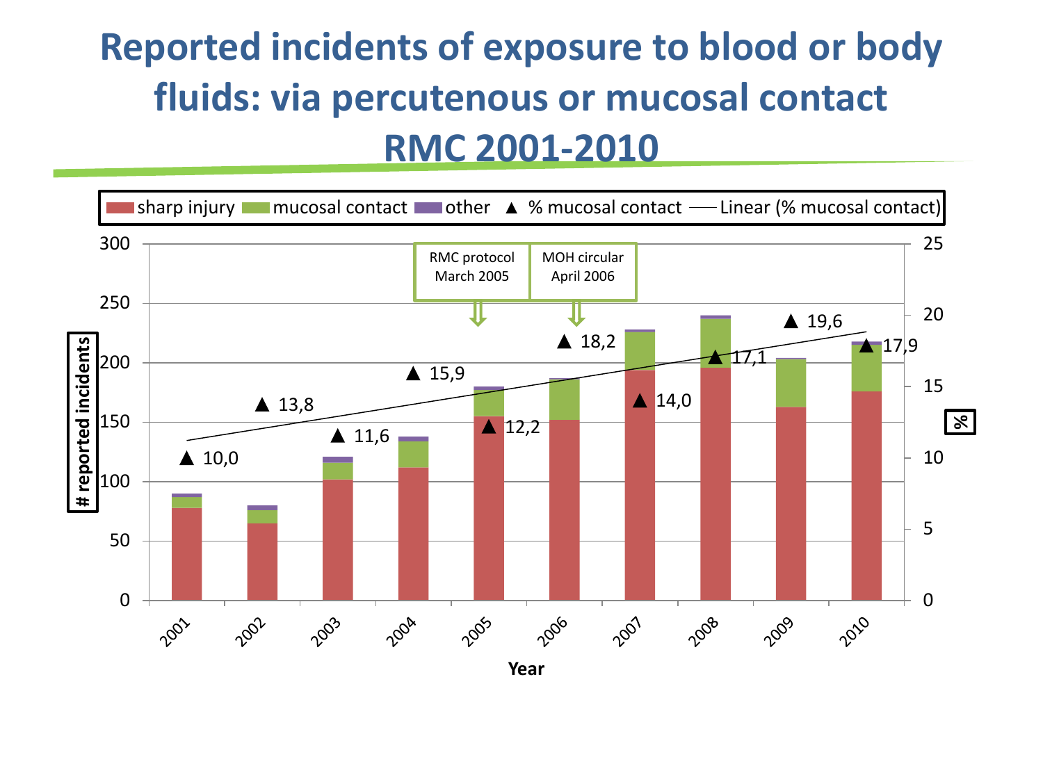# Reported incidents of exposure to blood or body fluids: via percutenous or mucosal contact RMC 2001-2010

sharp injury | mucosal contact | other | ▲ % mucosal contact | Linear (% mucosal contact)

RMC protocol March 2005

MOH circular April 2006

\# reported incidents

%

Year

2001 ▲ 10,0
2002 ▲ 13,8
2003 ▲ 11,6
2004 ▲ 15,9
2005 ▲ 12,2
2006 ▲ 18,2
2007 ▲ 14,0
2008 ▲ 17,1
2009 ▲ 19,6
2010 ▲ 17,9

0 50 100 150 200 250 300

0 5 10 15 20 25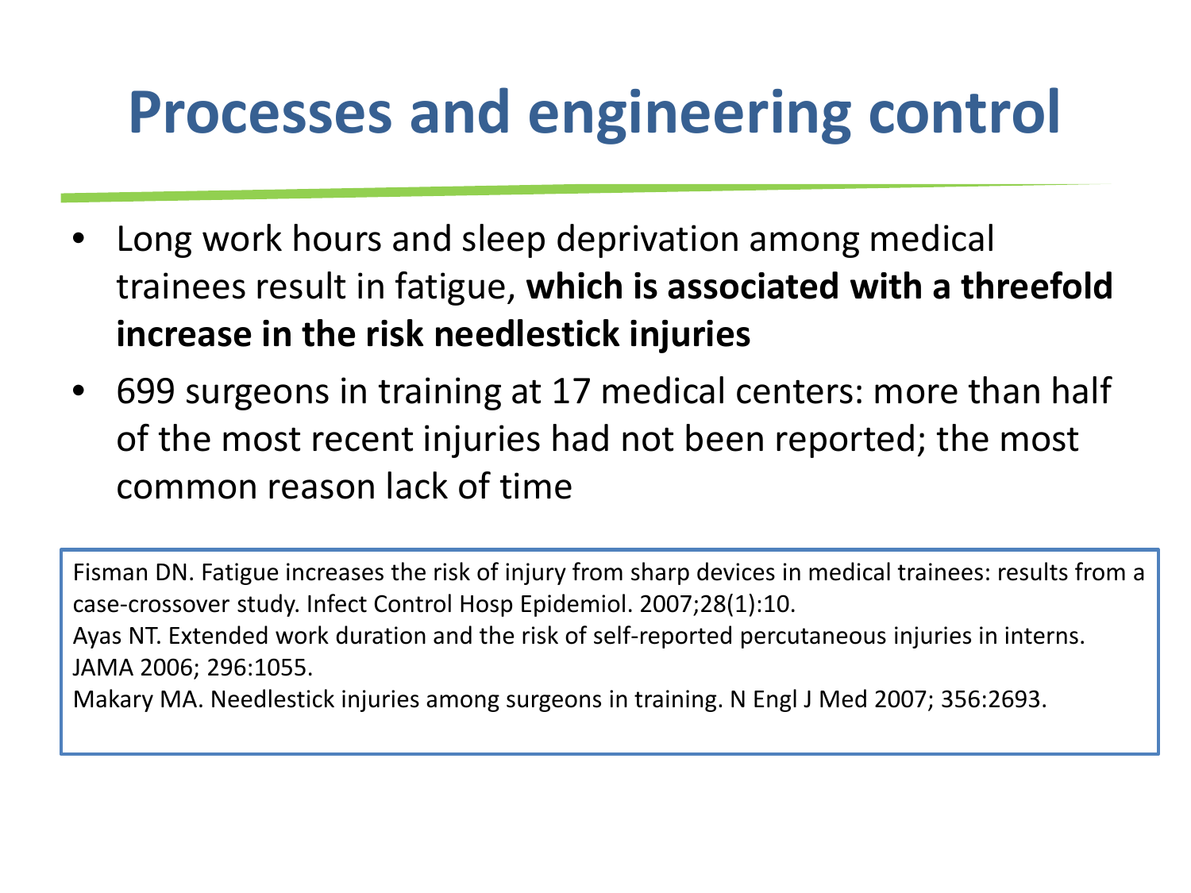# Processes and engineering control

- Long work hours and sleep deprivation among medical trainees result in fatigue, **which is associated with a threefold increase in the risk needlestick injuries**
- 699 surgeons in training at 17 medical centers: more than half of the most recent injuries had not been reported; the most common reason lack of time

Fisman DN. Fatigue increases the risk of injury from sharp devices in medical trainees: results from a case-crossover study. Infect Control Hosp Epidemiol. 2007;28(1):10.
Ayas NT. Extended work duration and the risk of self-reported percutaneous injuries in interns. JAMA 2006; 296:1055.
Makary MA. Needlestick injuries among surgeons in training. N Engl J Med 2007; 356:2693.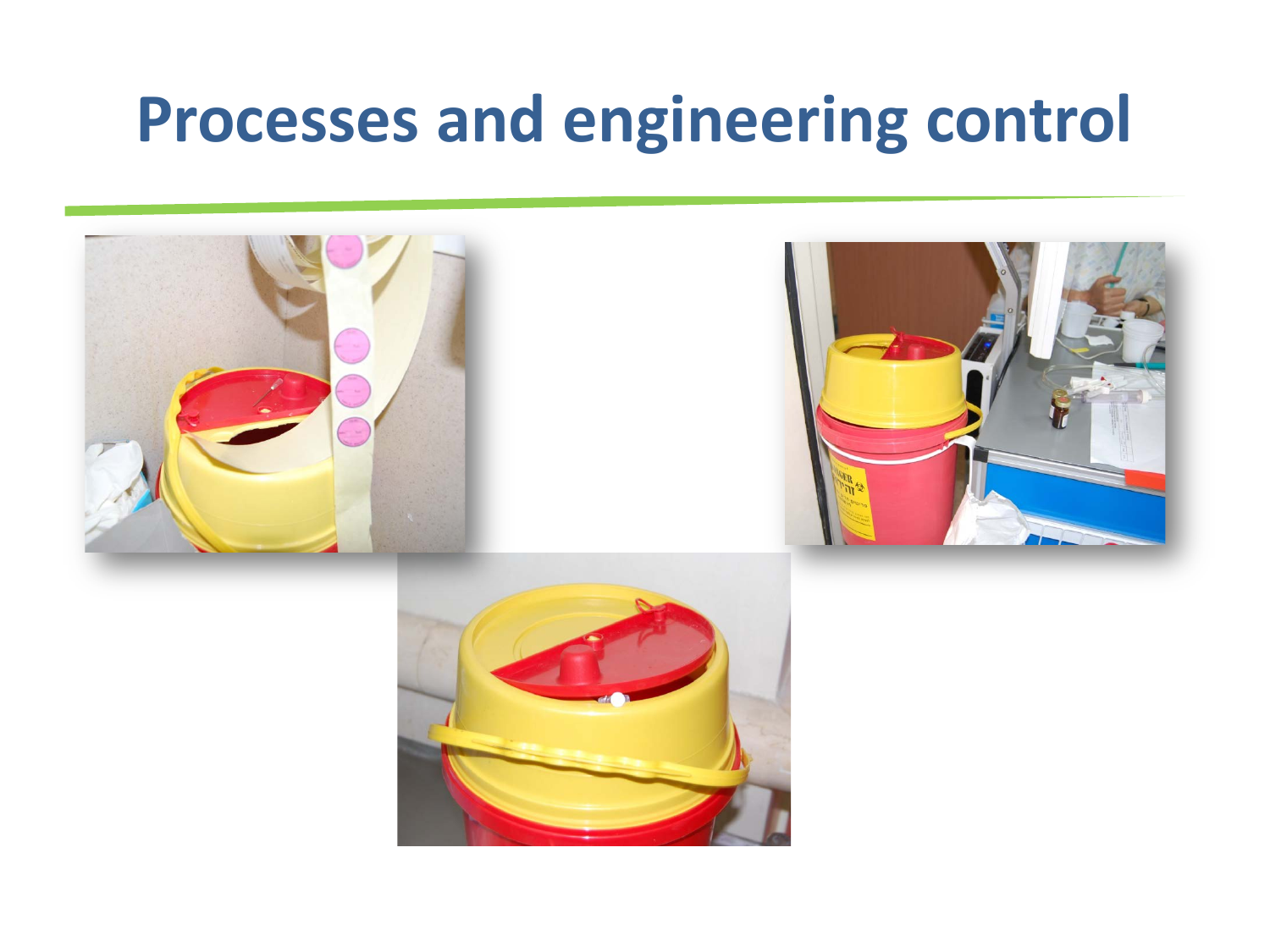# Processes and engineering control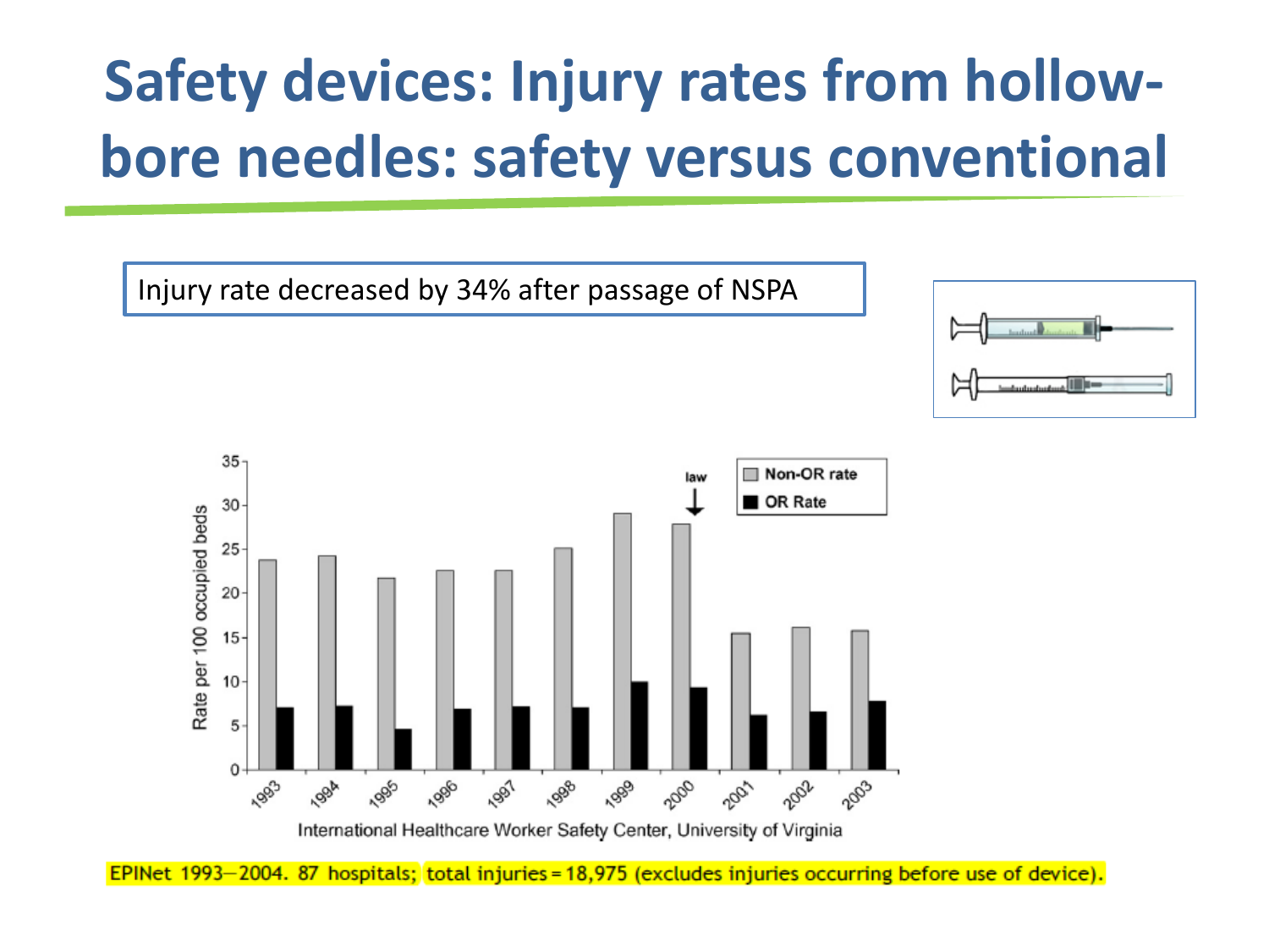# Safety devices: Injury rates from hollow-bore needles: safety versus conventional

Injury rate decreased by 34% after passage of NSPA

35
30
25
20
15
10
5
0

Rate per 100 occupied beds

law

Non-OR rate

OR Rate

1993 1994 1995 1996 1997 1998 1999 2000 2001 2002 2003

International Healthcare Worker Safety Center, University of Virginia

EPINet 1993—2004. 87 hospitals; total injuries = 18,975 (excludes injuries occurring before use of device).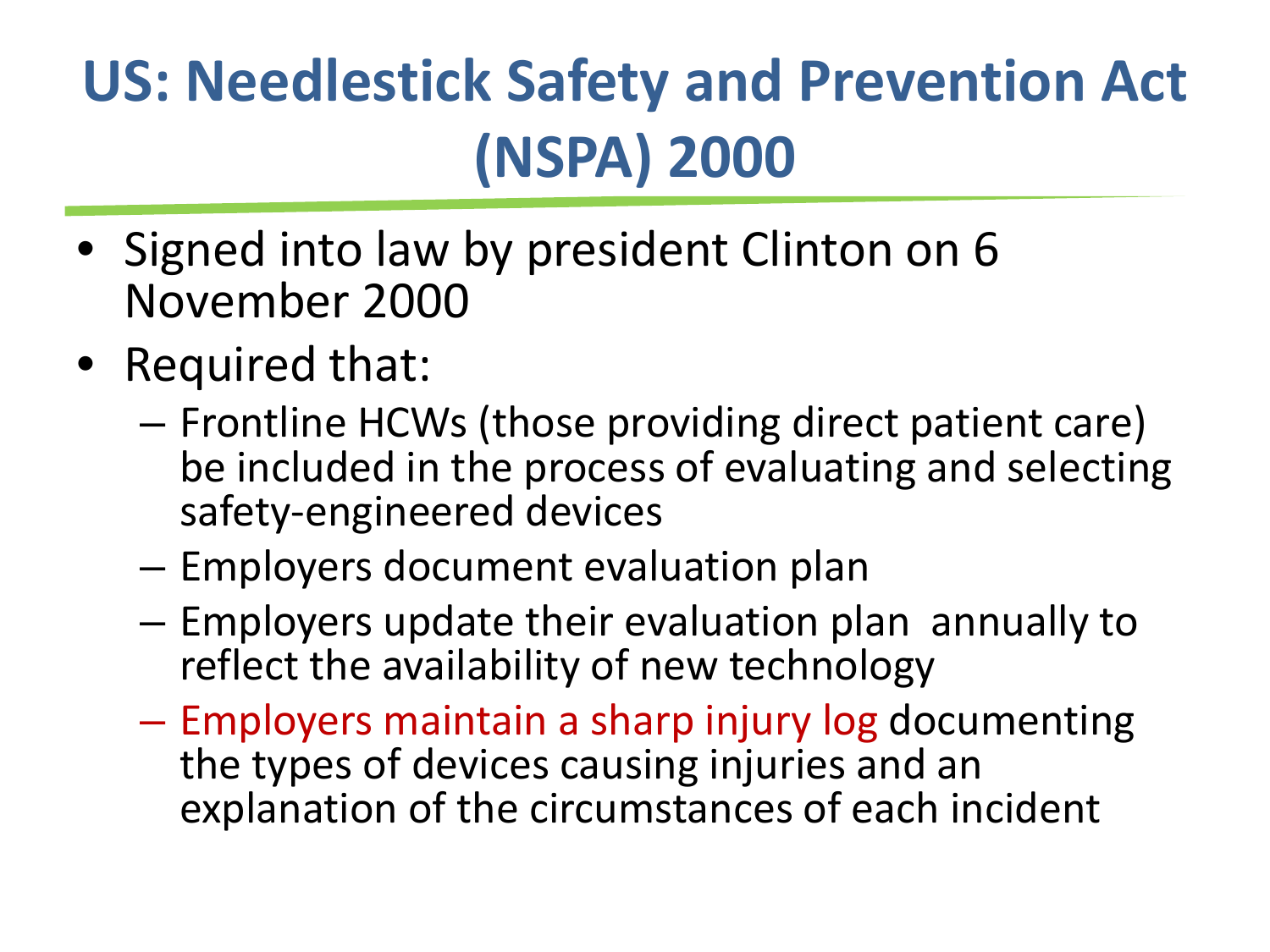# US: Needlestick Safety and Prevention Act (NSPA) 2000

- Signed into law by president Clinton on 6 November 2000
- Required that:
  - Frontline HCWs (those providing direct patient care) be included in the process of evaluating and selecting safety-engineered devices
  - Employers document evaluation plan
  - Employers update their evaluation plan annually to reflect the availability of new technology
  - Employers maintain a sharp injury log documenting the types of devices causing injuries and an explanation of the circumstances of each incident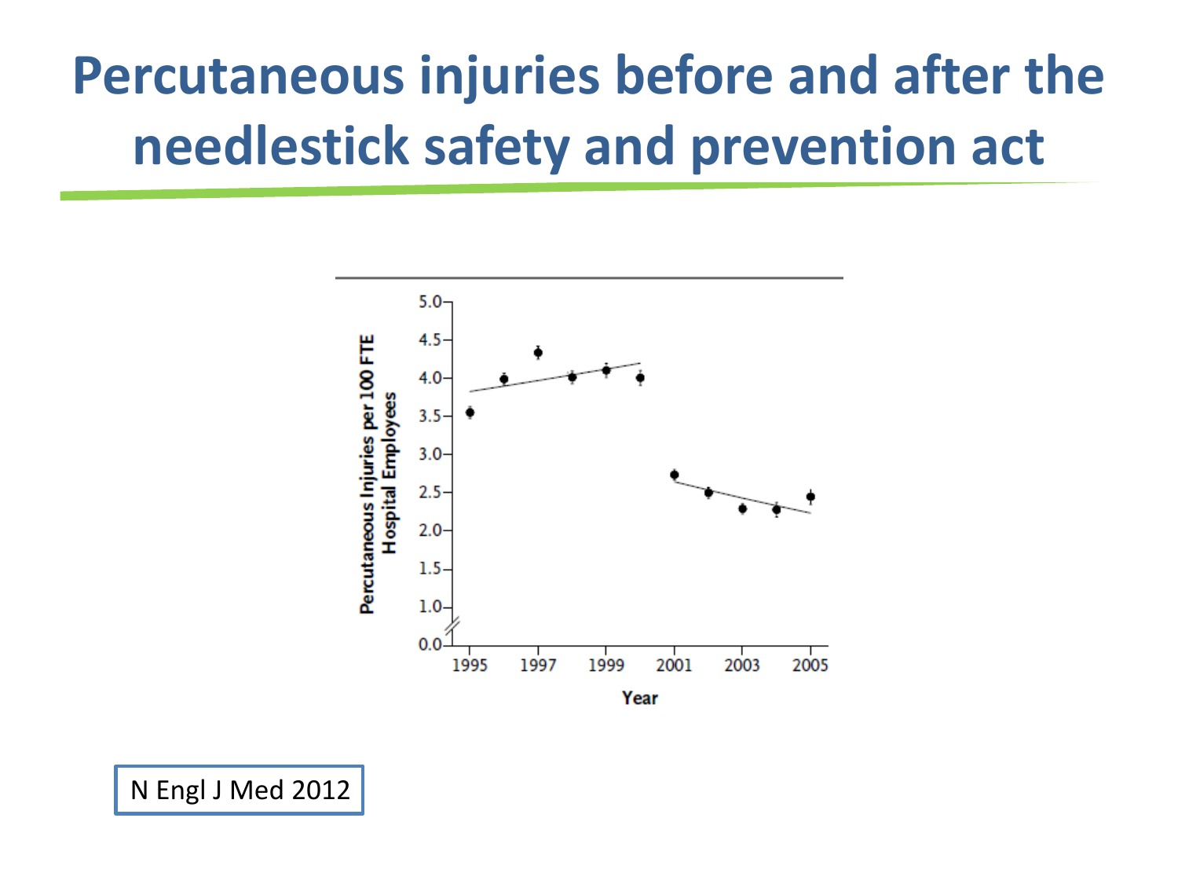# Percutaneous injuries before and after the needlestick safety and prevention act

Percutaneous Injuries per 100 FTE Hospital Employees

5.0
4.5
4.0
3.5
3.0
2.5
2.0
1.5
1.0
0.0

1995 1997 1999 2001 2003 2005

Year

N Engl J Med 2012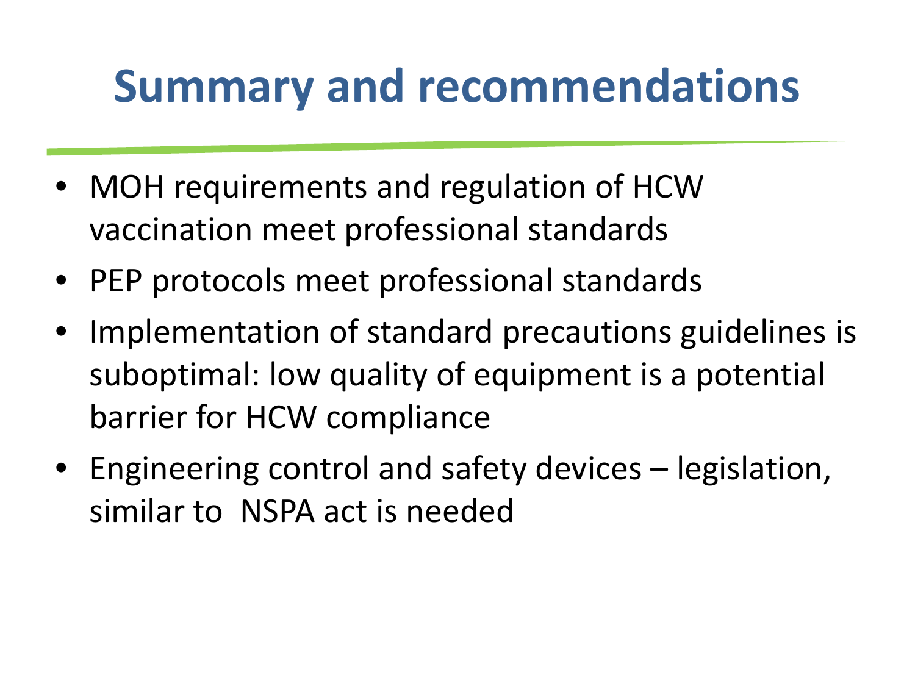# Summary and recommendations

- MOH requirements and regulation of HCW vaccination meet professional standards
- PEP protocols meet professional standards
- Implementation of standard precautions guidelines is suboptimal: low quality of equipment is a potential barrier for HCW compliance
- Engineering control and safety devices – legislation, similar to NSPA act is needed